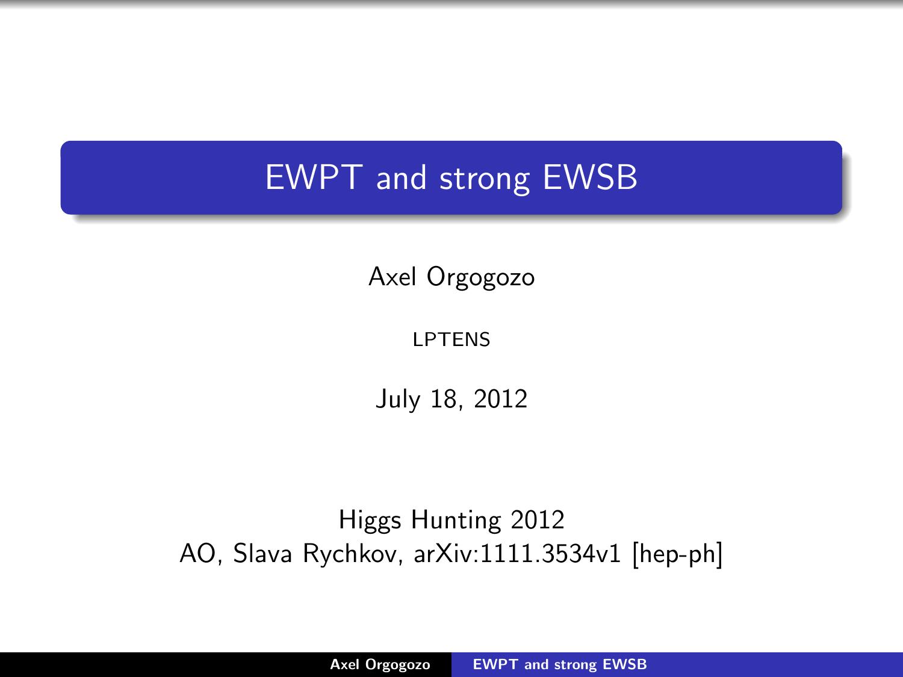# EWPT and strong EWSB

Axel Orgogozo

LPTENS

July 18, 2012

Higgs Hunting 2012

AO, Slava Rychkov, arXiv:1111.3534v1 [hep-ph]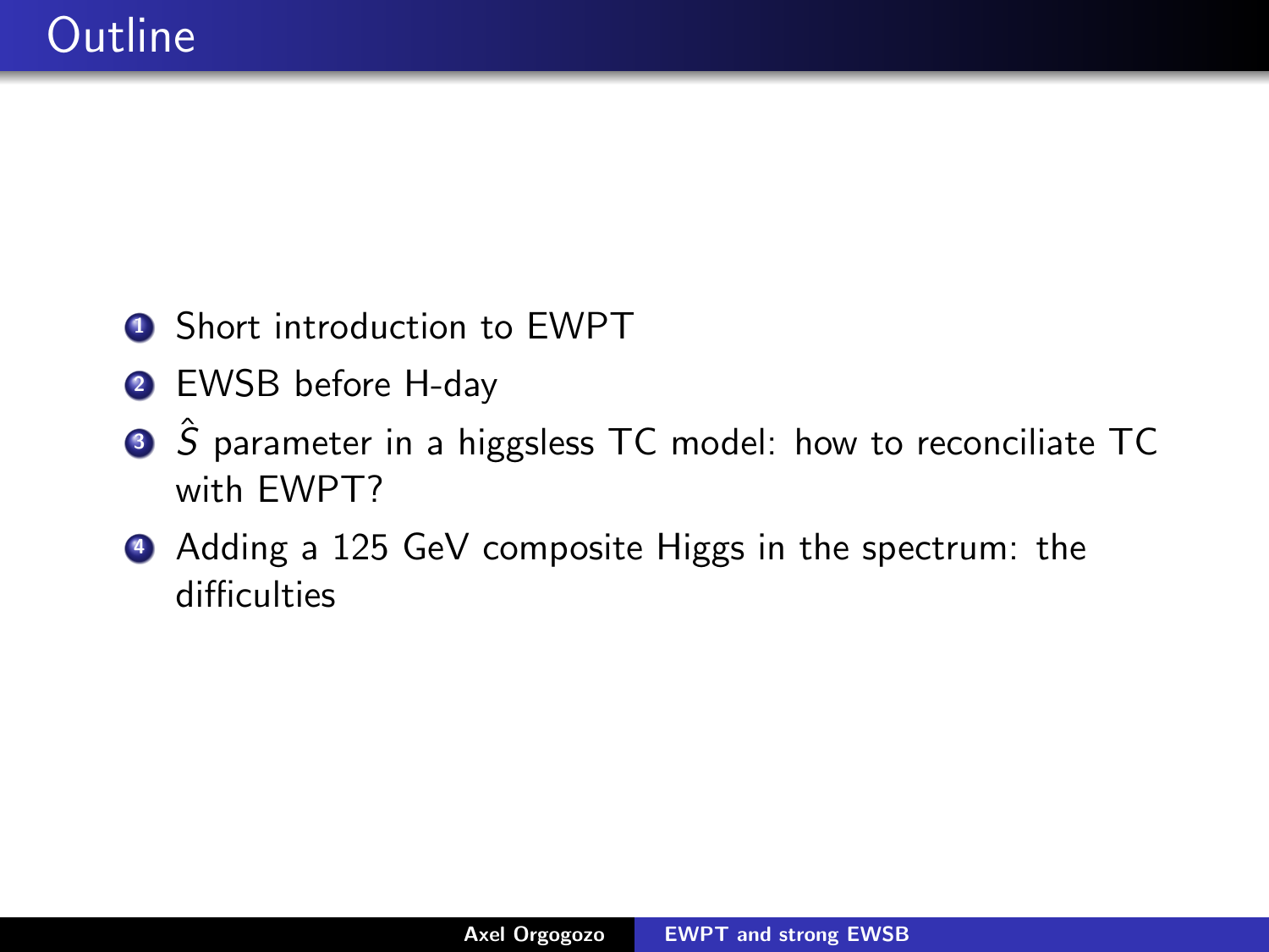# Outline

1. Short introduction to EWPT
2. EWSB before H-day
3. $\hat{S}$ parameter in a higgsless TC model: how to reconciliate TC with EWPT?
4. Adding a 125 GeV composite Higgs in the spectrum: the difficulties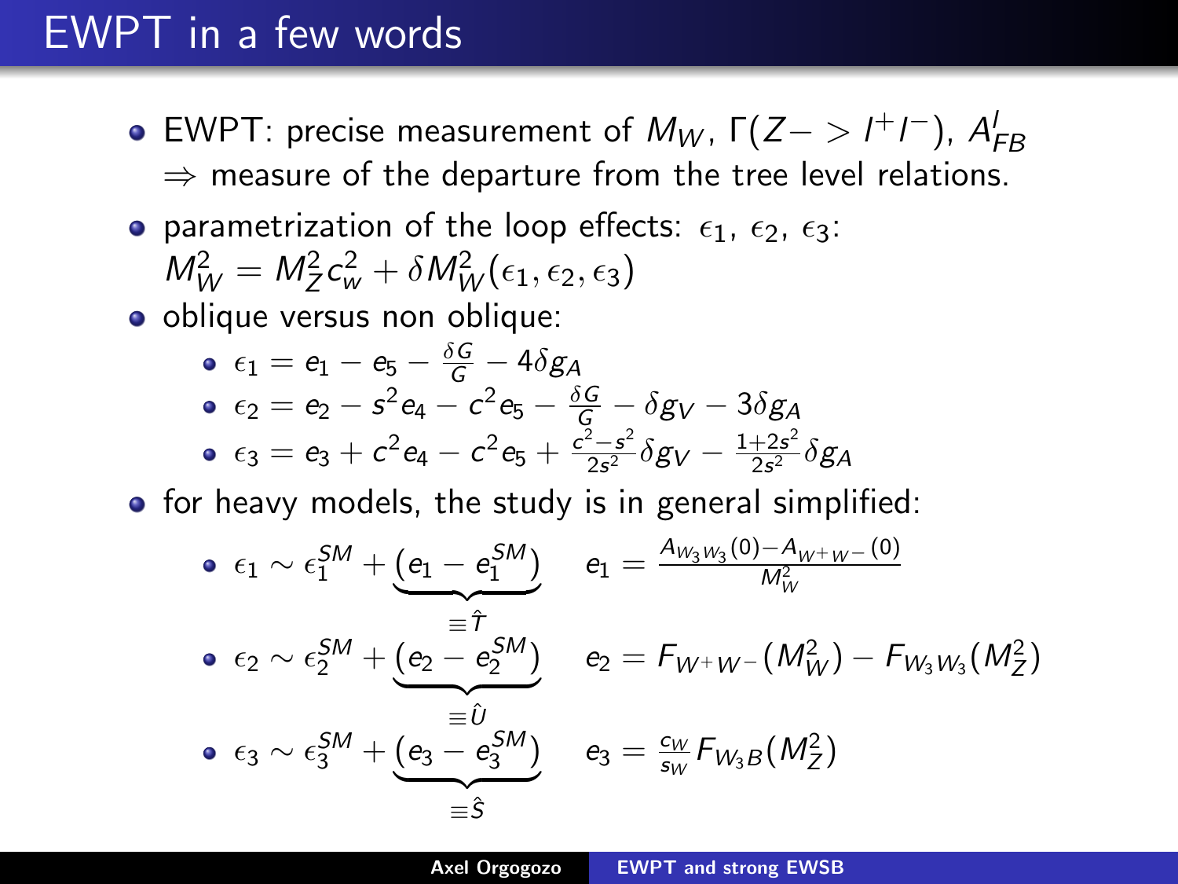# EWPT in a few words

- EWPT: precise measurement of $M_W$, $\Gamma(Z -> l^+ l^-)$, $A^l_{FB}$
  $\Rightarrow$ measure of the departure from the tree level relations.
- parametrization of the loop effects: $\epsilon_1$, $\epsilon_2$, $\epsilon_3$:
  $M_W^2 = M_Z^2 c_w^2 + \delta M_W^2(\epsilon_1, \epsilon_2, \epsilon_3)$
- oblique versus non oblique:
  - $\epsilon_1 = e_1 - e_5 - \frac{\delta G}{G} - 4\delta g_A$
  - $\epsilon_2 = e_2 - s^2 e_4 - c^2 e_5 - \frac{\delta G}{G} - \delta g_V - 3\delta g_A$
  - $\epsilon_3 = e_3 + c^2 e_4 - c^2 e_5 + \frac{c^2 - s^2}{2s^2}\delta g_V - \frac{1+2s^2}{2s^2}\delta g_A$
- for heavy models, the study is in general simplified:
  - $\epsilon_1 \sim \epsilon_1^{SM} + \underbrace{(e_1 - e_1^{SM})}_{\equiv \hat{T}}$ $\quad e_1 = \frac{A_{W_3 W_3}(0) - A_{W^+ W^-}(0)}{M_W^2}$
  - $\epsilon_2 \sim \epsilon_2^{SM} + \underbrace{(e_2 - e_2^{SM})}_{\equiv \hat{U}}$ $\quad e_2 = F_{W^+ W^-}(M_W^2) - F_{W_3 W_3}(M_Z^2)$
  - $\epsilon_3 \sim \epsilon_3^{SM} + \underbrace{(e_3 - e_3^{SM})}_{\equiv \hat{S}}$ $\quad e_3 = \frac{c_W}{s_W} F_{W_3 B}(M_Z^2)$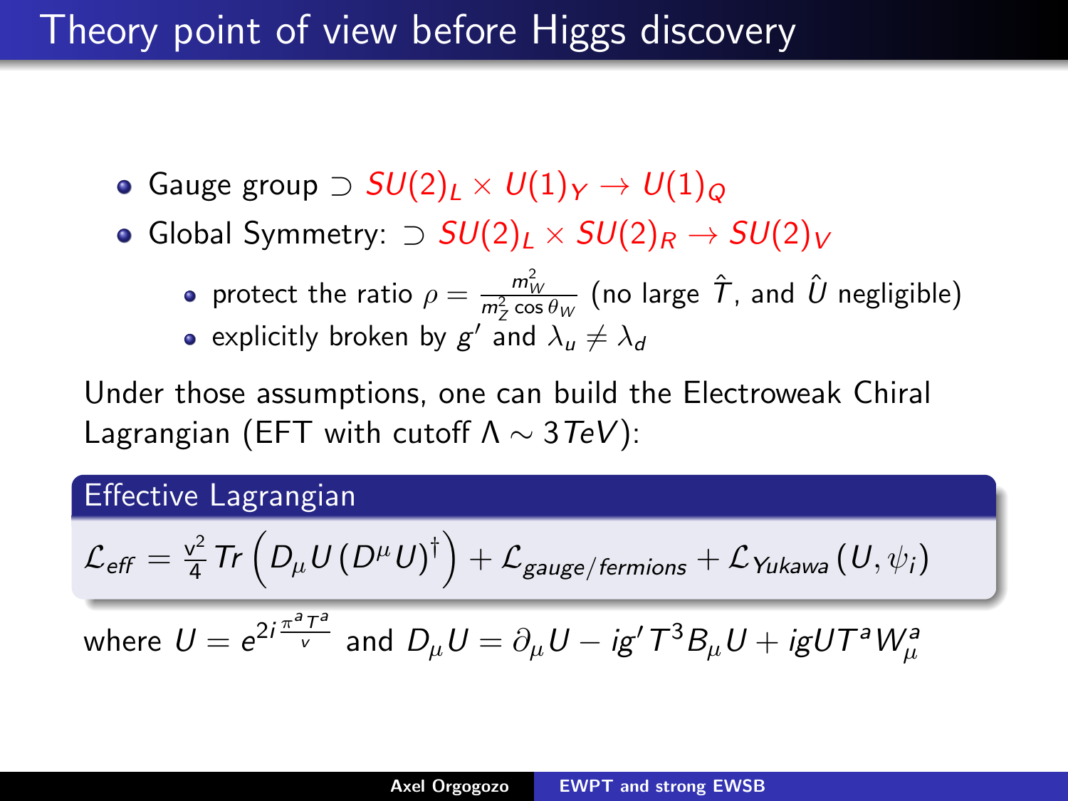# Theory point of view before Higgs discovery

- Gauge group $\supset SU(2)_L \times U(1)_Y \to U(1)_Q$
- Global Symmetry: $\supset SU(2)_L \times SU(2)_R \to SU(2)_V$
  - protect the ratio $\rho = \frac{m_W^2}{m_Z^2 \cos\theta_W}$ (no large $\hat{T}$, and $\hat{U}$ negligible)
  - explicitly broken by $g'$ and $\lambda_u \neq \lambda_d$

Under those assumptions, one can build the Electroweak Chiral Lagrangian (EFT with cutoff $\Lambda \sim 3 TeV$):

**Effective Lagrangian**

$$\mathcal{L}_{eff} = \frac{v^2}{4} Tr\left(D_\mu U \left(D^\mu U\right)^\dagger\right) + \mathcal{L}_{gauge/fermions} + \mathcal{L}_{Yukawa}\left(U, \psi_i\right)$$

where $U = e^{2i\frac{\pi^a T^a}{v}}$ and $D_\mu U = \partial_\mu U - ig' T^3 B_\mu U + igU T^a W_\mu^a$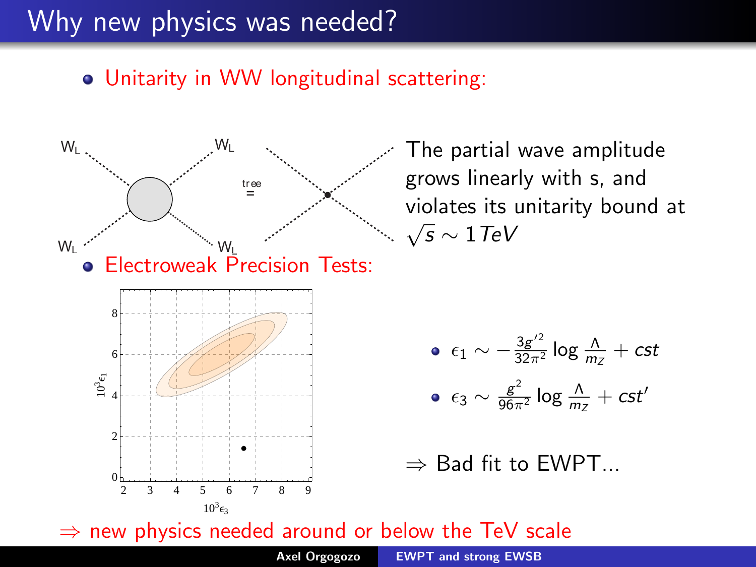# Why new physics was needed?

- Unitarity in WW longitudinal scattering:

The partial wave amplitude grows linearly with s, and violates its unitarity bound at $\sqrt{s} \sim 1\,TeV$

- Electroweak Precision Tests:

- $\epsilon_1 \sim -\frac{3g'^2}{32\pi^2} \log \frac{\Lambda}{m_Z} + cst$
- $\epsilon_3 \sim \frac{g^2}{96\pi^2} \log \frac{\Lambda}{m_Z} + cst'$

$\Rightarrow$ Bad fit to EWPT...

$\Rightarrow$ new physics needed around or below the TeV scale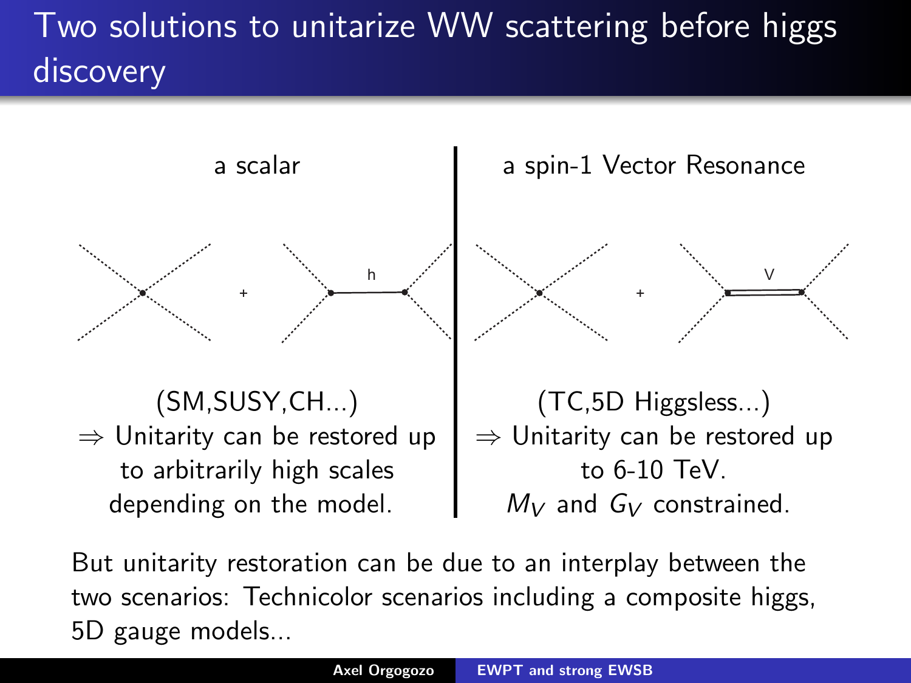# Two solutions to unitarize WW scattering before higgs discovery

**a scalar**

(SM,SUSY,CH...)

$\Rightarrow$ Unitarity can be restored up to arbitrarily high scales depending on the model.

**a spin-1 Vector Resonance**

(TC,5D Higgsless...)

$\Rightarrow$ Unitarity can be restored up to 6-10 TeV.

$M_V$ and $G_V$ constrained.

But unitarity restoration can be due to an interplay between the two scenarios: Technicolor scenarios including a composite higgs, 5D gauge models...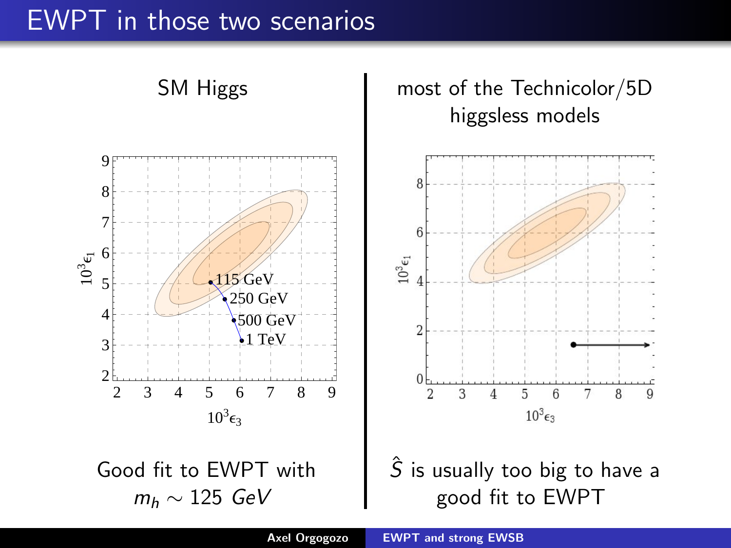# EWPT in those two scenarios

**SM Higgs**

Good fit to EWPT with $m_h \sim 125\ GeV$

**most of the Technicolor/5D higgsless models**

$\hat{S}$ is usually too big to have a good fit to EWPT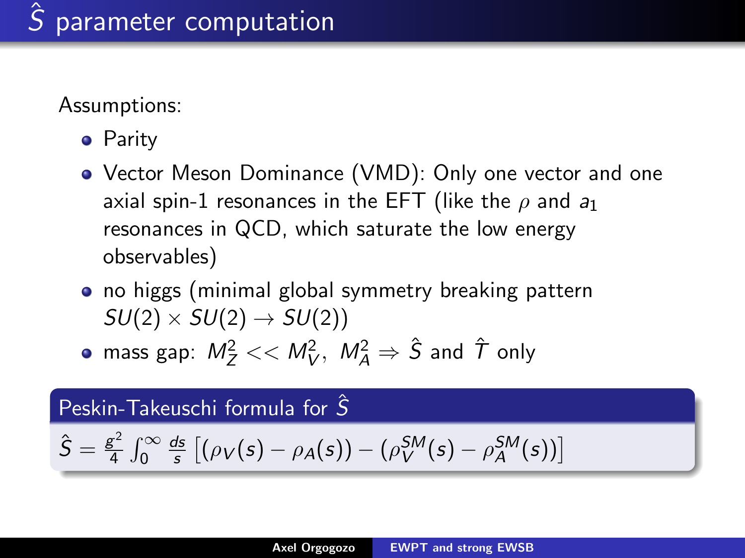# $\hat{S}$ parameter computation

Assumptions:

- Parity
- Vector Meson Dominance (VMD): Only one vector and one axial spin-1 resonances in the EFT (like the $\rho$ and $a_1$ resonances in QCD, which saturate the low energy observables)
- no higgs (minimal global symmetry breaking pattern $SU(2) \times SU(2) \to SU(2)$)
- mass gap: $M_Z^2 << M_V^2,\ M_A^2 \Rightarrow \hat{S}$ and $\hat{T}$ only

**Peskin-Takeuschi formula for $\hat{S}$**

$$\hat{S} = \frac{g^2}{4} \int_0^\infty \frac{ds}{s} \left[ (\rho_V(s) - \rho_A(s)) - (\rho_V^{SM}(s) - \rho_A^{SM}(s)) \right]$$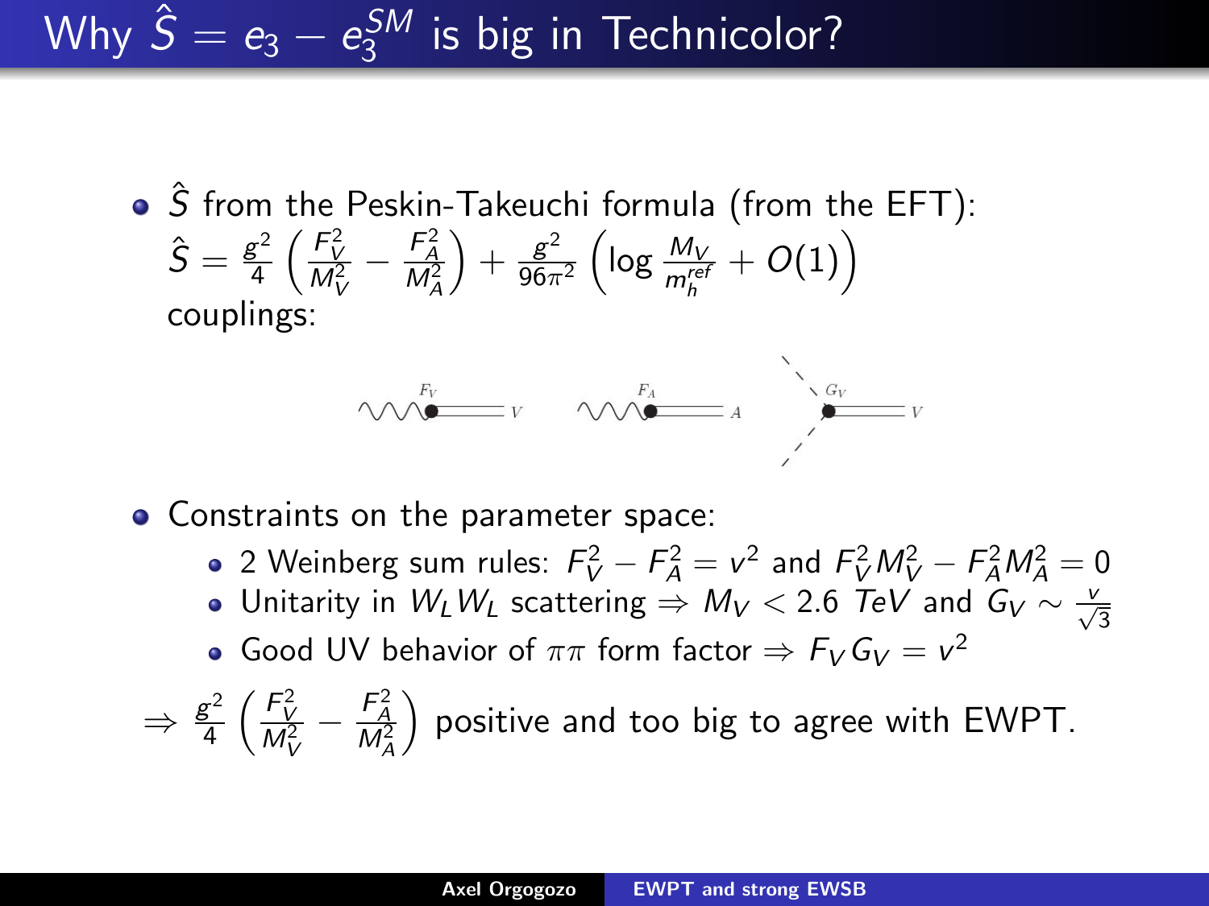# Why $\hat{S} = e_3 - e_3^{SM}$ is big in Technicolor?

- $\hat{S}$ from the Peskin-Takeuchi formula (from the EFT):
  $\hat{S} = \frac{g^2}{4}\left(\frac{F_V^2}{M_V^2} - \frac{F_A^2}{M_A^2}\right) + \frac{g^2}{96\pi^2}\left(\log\frac{M_V}{m_h^{ref}} + O(1)\right)$
  couplings:

- Constraints on the parameter space:
  - 2 Weinberg sum rules: $F_V^2 - F_A^2 = v^2$ and $F_V^2 M_V^2 - F_A^2 M_A^2 = 0$
  - Unitarity in $W_L W_L$ scattering $\Rightarrow M_V < 2.6\ TeV$ and $G_V \sim \frac{v}{\sqrt{3}}$
  - Good UV behavior of $\pi\pi$ form factor $\Rightarrow F_V G_V = v^2$

$\Rightarrow \frac{g^2}{4}\left(\frac{F_V^2}{M_V^2} - \frac{F_A^2}{M_A^2}\right)$ positive and too big to agree with EWPT.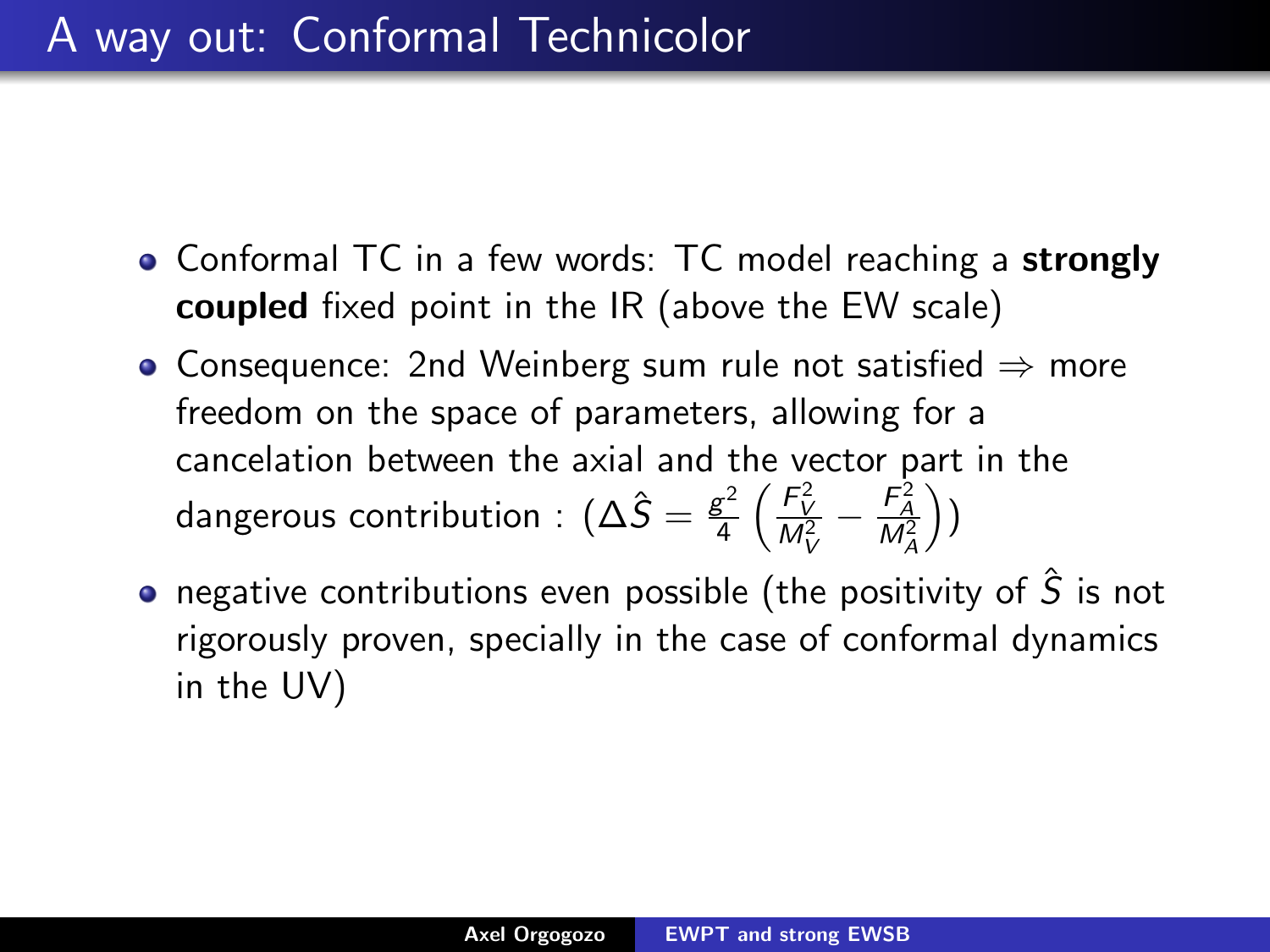# A way out: Conformal Technicolor

- Conformal TC in a few words: TC model reaching a **strongly coupled** fixed point in the IR (above the EW scale)
- Consequence: 2nd Weinberg sum rule not satisfied $\Rightarrow$ more freedom on the space of parameters, allowing for a cancelation between the axial and the vector part in the dangerous contribution : ($\Delta \hat{S} = \frac{g^2}{4}\left(\frac{F_V^2}{M_V^2} - \frac{F_A^2}{M_A^2}\right)$)
- negative contributions even possible (the positivity of $\hat{S}$ is not rigorously proven, specially in the case of conformal dynamics in the UV)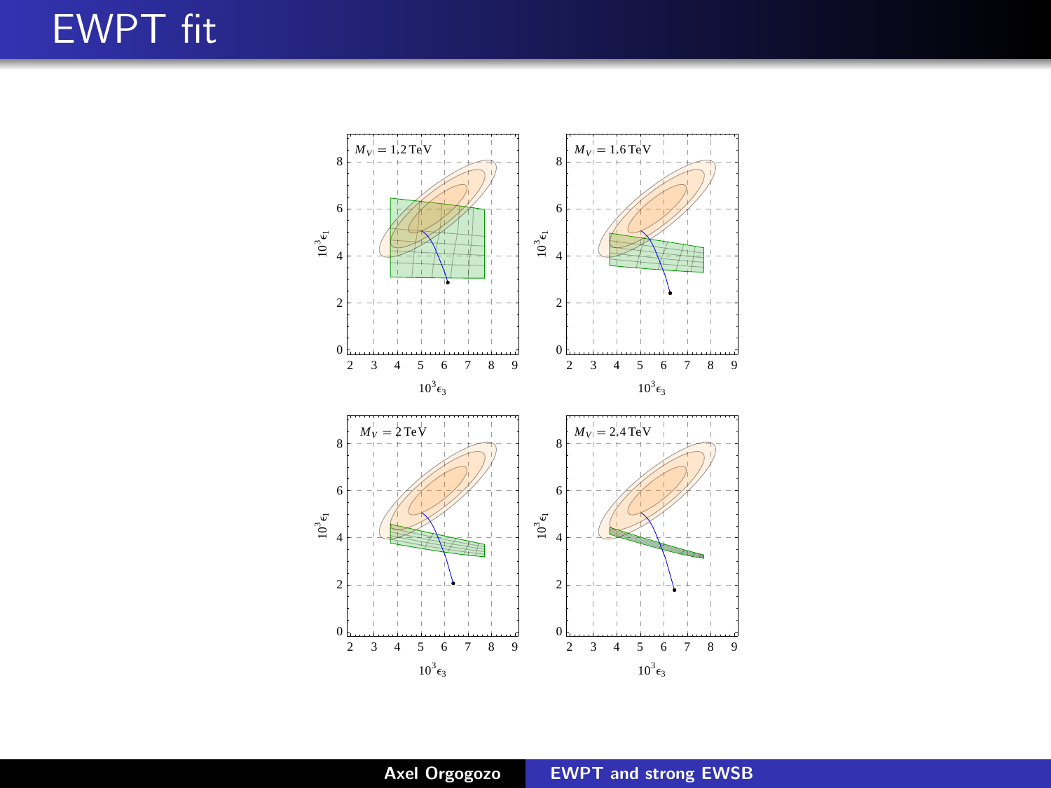# EWPT fit

$M_V = 1.2\,\text{TeV}$

$M_V = 1.6\,\text{TeV}$

$M_V = 2\,\text{TeV}$

$M_V = 2.4\,\text{TeV}$

$10^3\epsilon_1$ vs. $10^3\epsilon_3$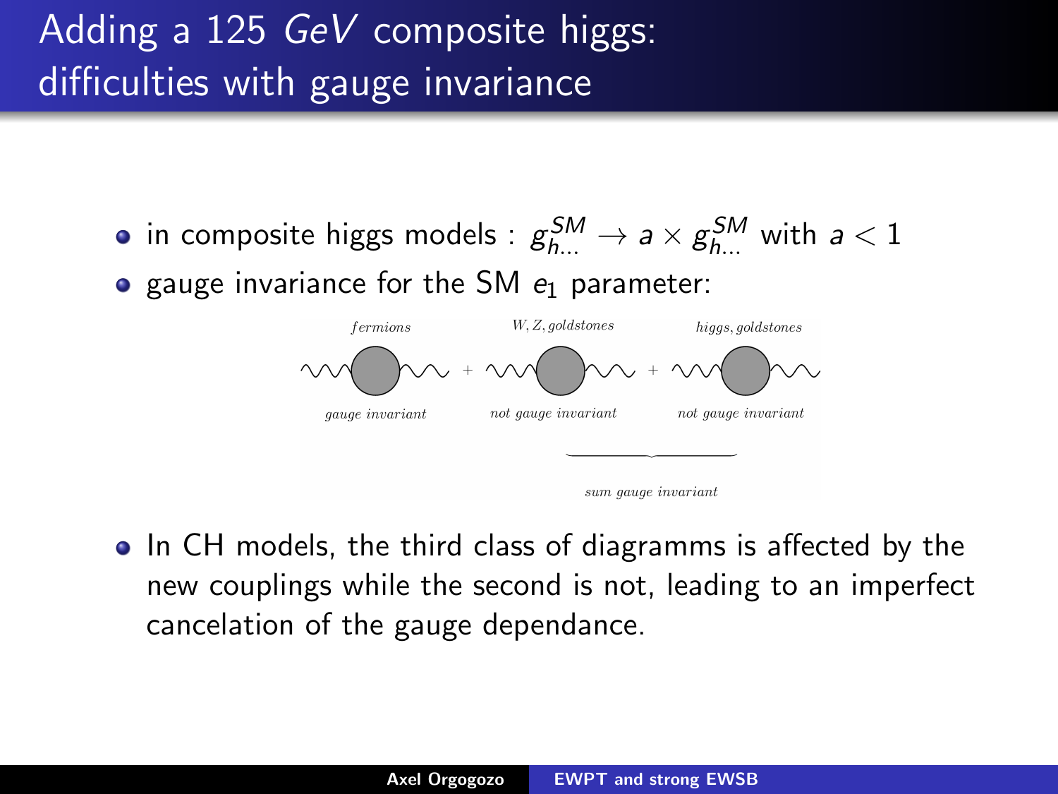# Adding a 125 $GeV$ composite higgs: difficulties with gauge invariance

- in composite higgs models : $g_{h...}^{SM} \to a \times g_{h...}^{SM}$ with $a < 1$
- gauge invariance for the SM $e_1$ parameter:

*fermions* — *gauge invariant* + *W, Z, goldstones* — *not gauge invariant* + *higgs, goldstones* — *not gauge invariant*

*sum gauge invariant*

- In CH models, the third class of diagramms is affected by the new couplings while the second is not, leading to an imperfect cancelation of the gauge dependance.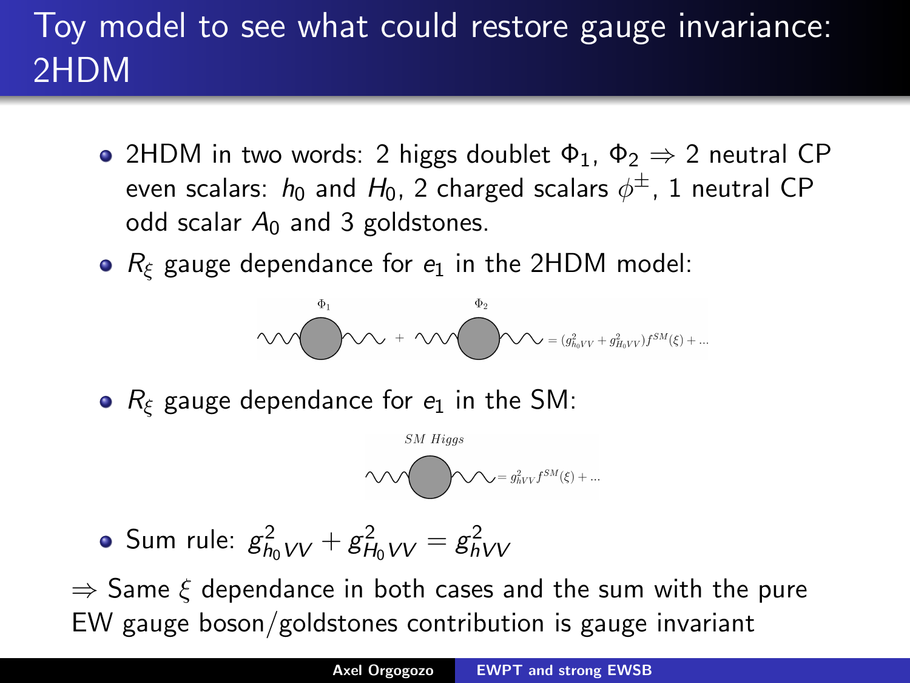# Toy model to see what could restore gauge invariance: 2HDM

- 2HDM in two words: 2 higgs doublet $\Phi_1$, $\Phi_2$ $\Rightarrow$ 2 neutral CP even scalars: $h_0$ and $H_0$, 2 charged scalars $\phi^{\pm}$, 1 neutral CP odd scalar $A_0$ and 3 goldstones.
- $R_\xi$ gauge dependance for $e_1$ in the 2HDM model:

$$\Phi_1 \quad + \quad \Phi_2 \quad = (g^2_{h_0VV} + g^2_{H_0VV}) f^{SM}(\xi) + ...$$

- $R_\xi$ gauge dependance for $e_1$ in the SM:

$$SM\ Higgs \quad = g^2_{hVV} f^{SM}(\xi) + ...$$

- Sum rule: $g^2_{h_0VV} + g^2_{H_0VV} = g^2_{hVV}$

$\Rightarrow$ Same $\xi$ dependance in both cases and the sum with the pure EW gauge boson/goldstones contribution is gauge invariant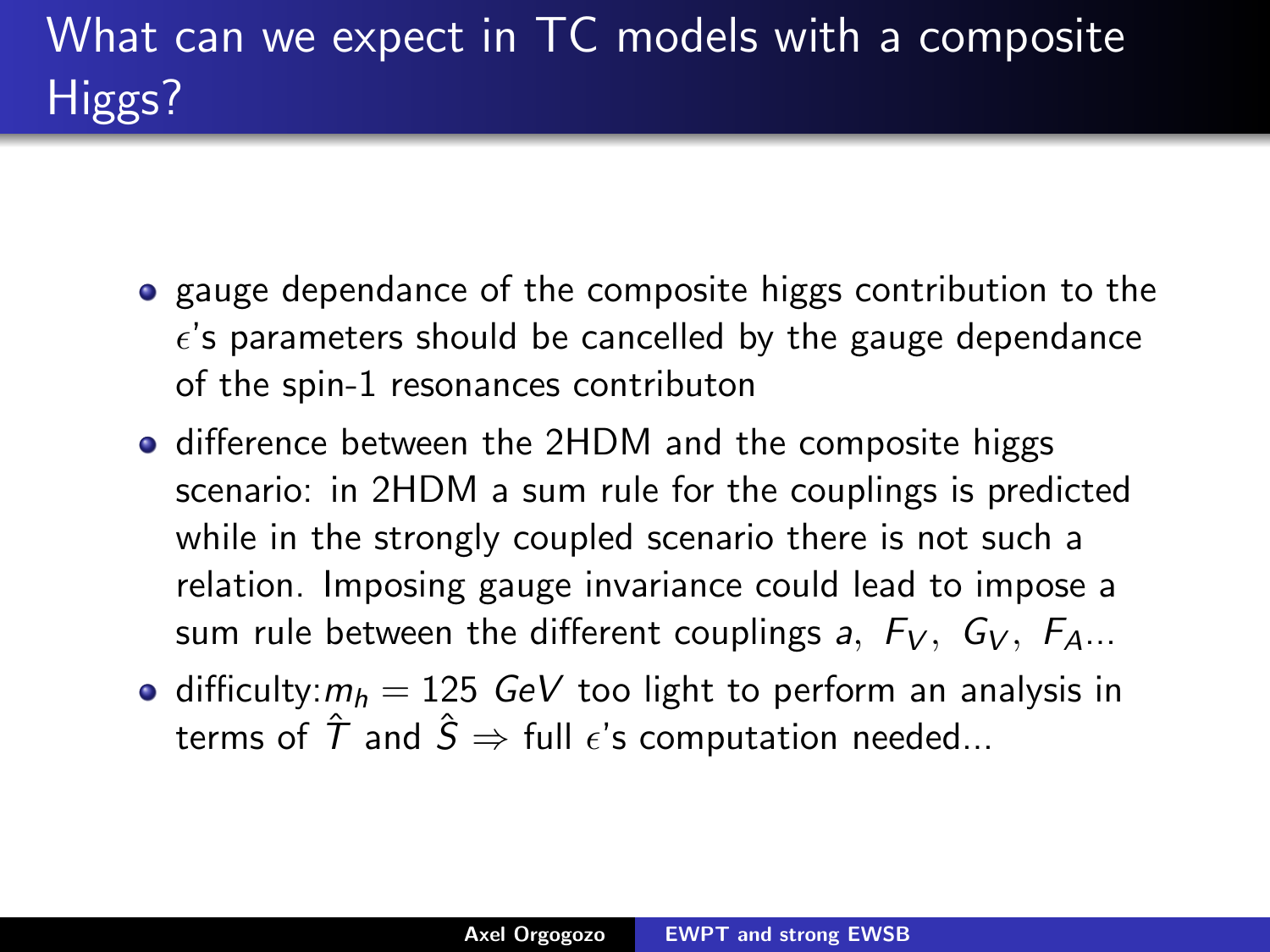# What can we expect in TC models with a composite Higgs?

- gauge dependance of the composite higgs contribution to the $\epsilon$'s parameters should be cancelled by the gauge dependance of the spin-1 resonances contributon
- difference between the 2HDM and the composite higgs scenario: in 2HDM a sum rule for the couplings is predicted while in the strongly coupled scenario there is not such a relation. Imposing gauge invariance could lead to impose a sum rule between the different couplings $a,\ F_V,\ G_V,\ F_A$...
- difficulty:$m_h = 125\ GeV$ too light to perform an analysis in terms of $\hat{T}$ and $\hat{S}$ $\Rightarrow$ full $\epsilon$'s computation needed...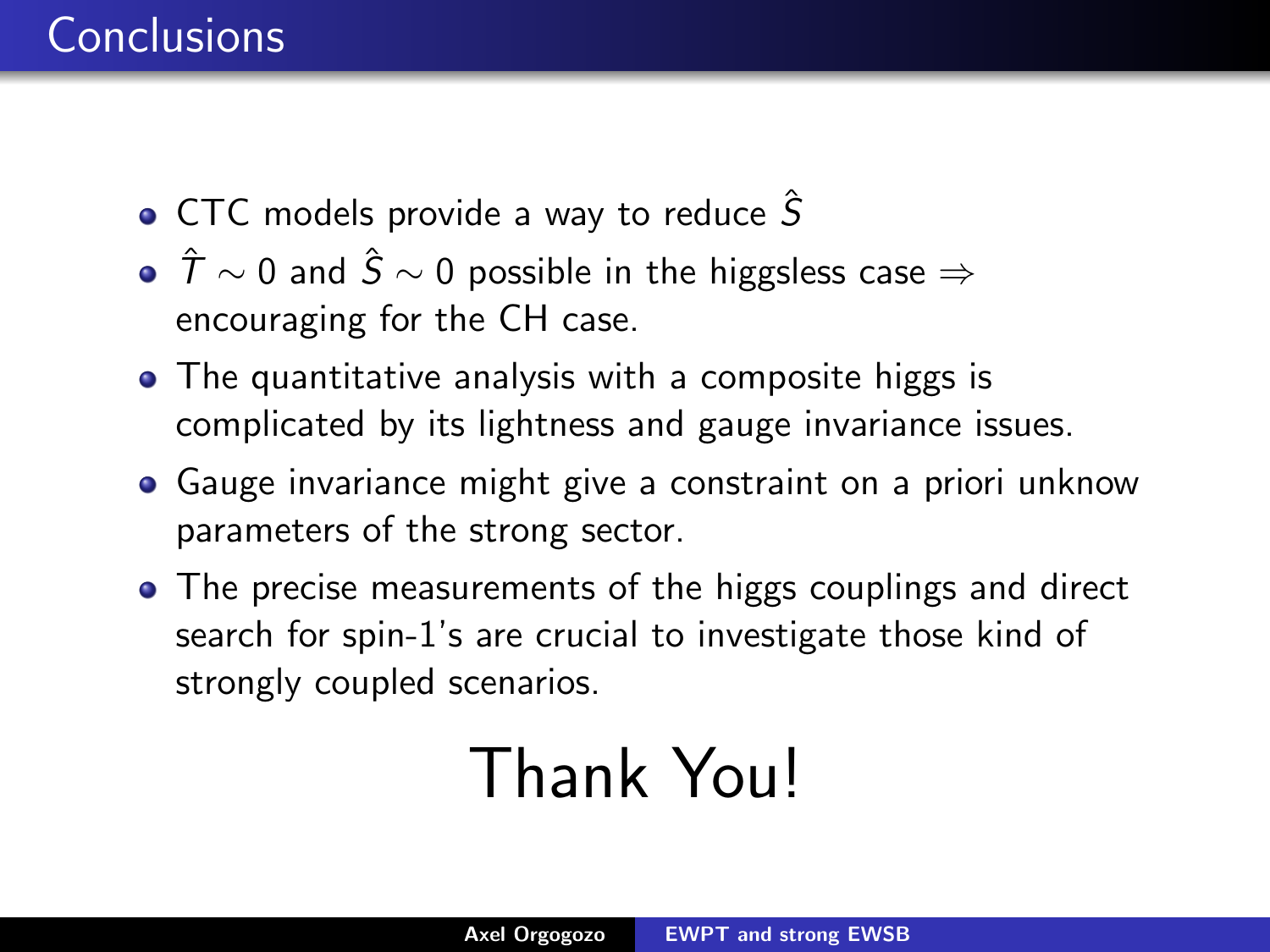# Conclusions

- CTC models provide a way to reduce $\hat{S}$
- $\hat{T} \sim 0$ and $\hat{S} \sim 0$ possible in the higgsless case $\Rightarrow$ encouraging for the CH case.
- The quantitative analysis with a composite higgs is complicated by its lightness and gauge invariance issues.
- Gauge invariance might give a constraint on a priori unknow parameters of the strong sector.
- The precise measurements of the higgs couplings and direct search for spin-1's are crucial to investigate those kind of strongly coupled scenarios.

# Thank You!